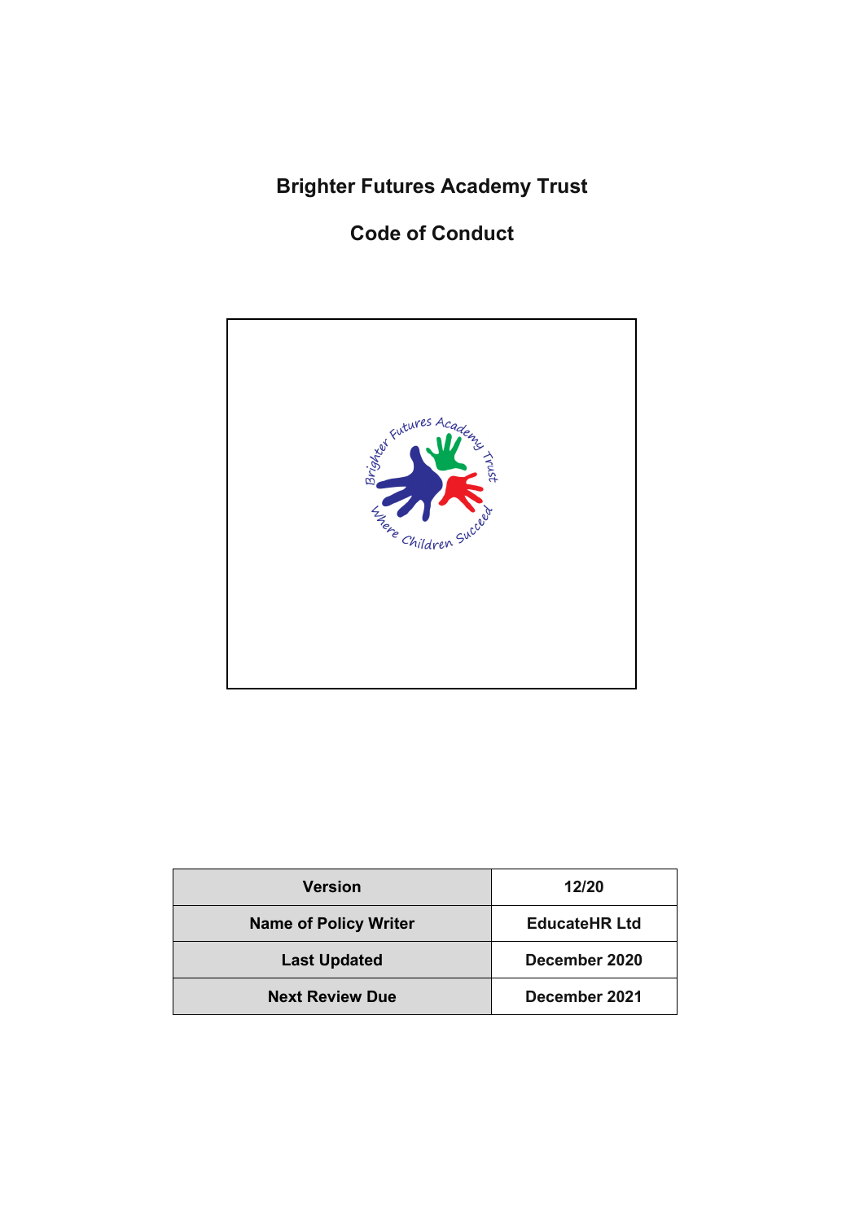# Brighter Futures Academy Trust

## Code of Conduct

| Version | 12/20 |
|---|---|
| Name of Policy Writer | EducateHR Ltd |
| Last Updated | December 2020 |
| Next Review Due | December 2021 |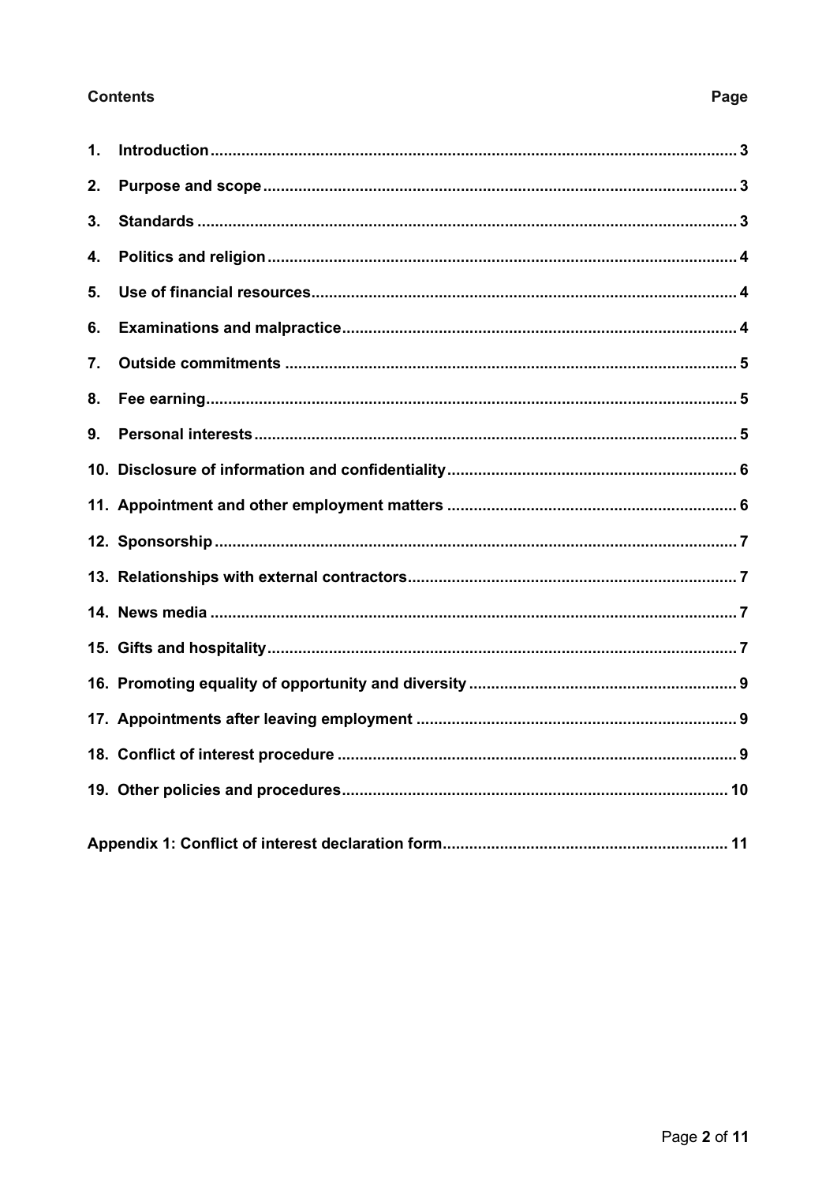**Contents** **Page**

| | | |
|---|---|---|
| 1. | **Introduction** | **3** |
| 2. | **Purpose and scope** | **3** |
| 3. | **Standards** | **3** |
| 4. | **Politics and religion** | **4** |
| 5. | **Use of financial resources** | **4** |
| 6. | **Examinations and malpractice** | **4** |
| 7. | **Outside commitments** | **5** |
| 8. | **Fee earning** | **5** |
| 9. | **Personal interests** | **5** |
| 10. | **Disclosure of information and confidentiality** | **6** |
| 11. | **Appointment and other employment matters** | **6** |
| 12. | **Sponsorship** | **7** |
| 13. | **Relationships with external contractors** | **7** |
| 14. | **News media** | **7** |
| 15. | **Gifts and hospitality** | **7** |
| 16. | **Promoting equality of opportunity and diversity** | **9** |
| 17. | **Appointments after leaving employment** | **9** |
| 18. | **Conflict of interest procedure** | **9** |
| 19. | **Other policies and procedures** | **10** |
| | **Appendix 1: Conflict of interest declaration form** | **11** |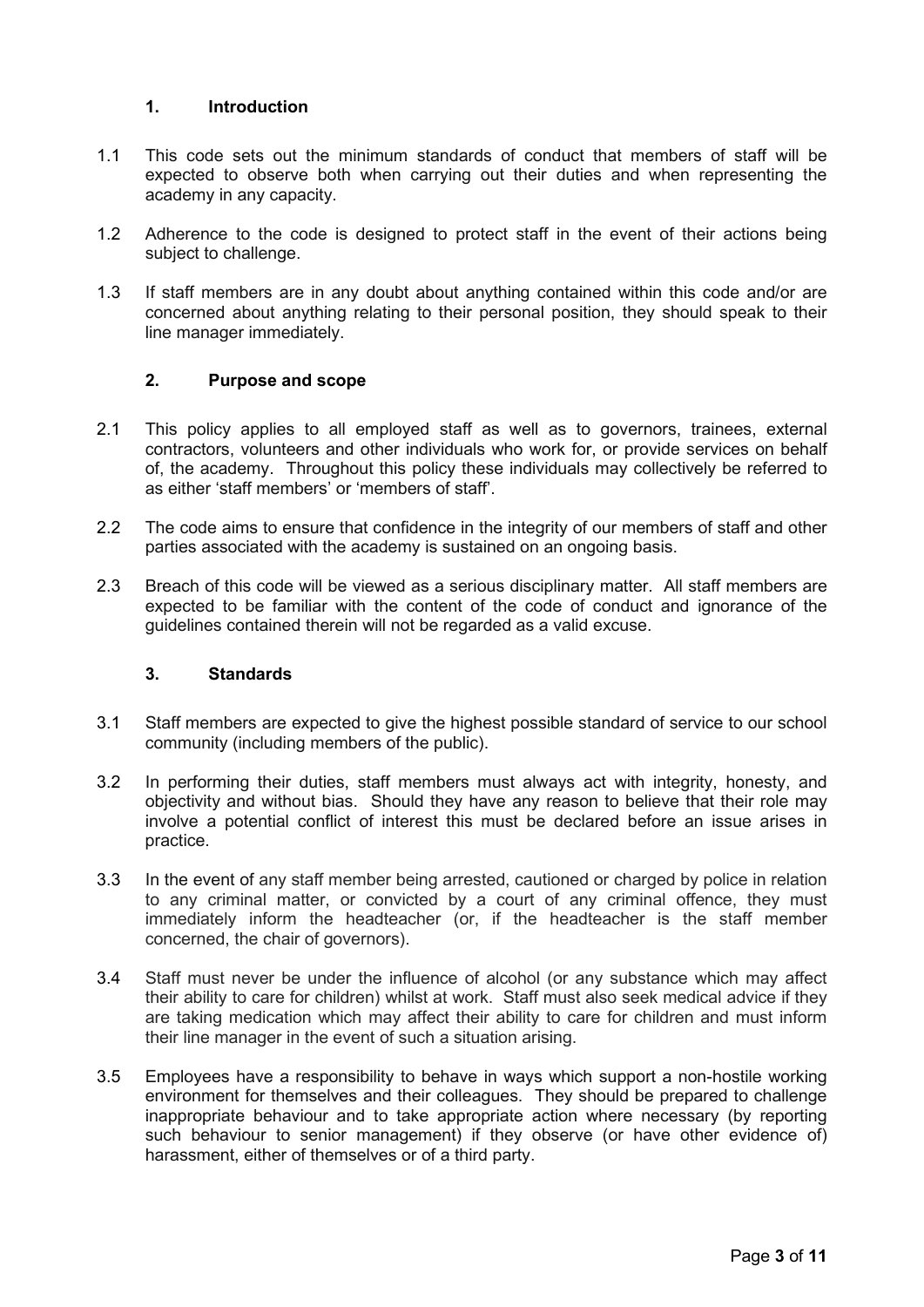## 1. Introduction

1.1 This code sets out the minimum standards of conduct that members of staff will be expected to observe both when carrying out their duties and when representing the academy in any capacity.

1.2 Adherence to the code is designed to protect staff in the event of their actions being subject to challenge.

1.3 If staff members are in any doubt about anything contained within this code and/or are concerned about anything relating to their personal position, they should speak to their line manager immediately.

## 2. Purpose and scope

2.1 This policy applies to all employed staff as well as to governors, trainees, external contractors, volunteers and other individuals who work for, or provide services on behalf of, the academy. Throughout this policy these individuals may collectively be referred to as either 'staff members' or 'members of staff'.

2.2 The code aims to ensure that confidence in the integrity of our members of staff and other parties associated with the academy is sustained on an ongoing basis.

2.3 Breach of this code will be viewed as a serious disciplinary matter. All staff members are expected to be familiar with the content of the code of conduct and ignorance of the guidelines contained therein will not be regarded as a valid excuse.

## 3. Standards

3.1 Staff members are expected to give the highest possible standard of service to our school community (including members of the public).

3.2 In performing their duties, staff members must always act with integrity, honesty, and objectivity and without bias. Should they have any reason to believe that their role may involve a potential conflict of interest this must be declared before an issue arises in practice.

3.3 In the event of any staff member being arrested, cautioned or charged by police in relation to any criminal matter, or convicted by a court of any criminal offence, they must immediately inform the headteacher (or, if the headteacher is the staff member concerned, the chair of governors).

3.4 Staff must never be under the influence of alcohol (or any substance which may affect their ability to care for children) whilst at work. Staff must also seek medical advice if they are taking medication which may affect their ability to care for children and must inform their line manager in the event of such a situation arising.

3.5 Employees have a responsibility to behave in ways which support a non-hostile working environment for themselves and their colleagues. They should be prepared to challenge inappropriate behaviour and to take appropriate action where necessary (by reporting such behaviour to senior management) if they observe (or have other evidence of) harassment, either of themselves or of a third party.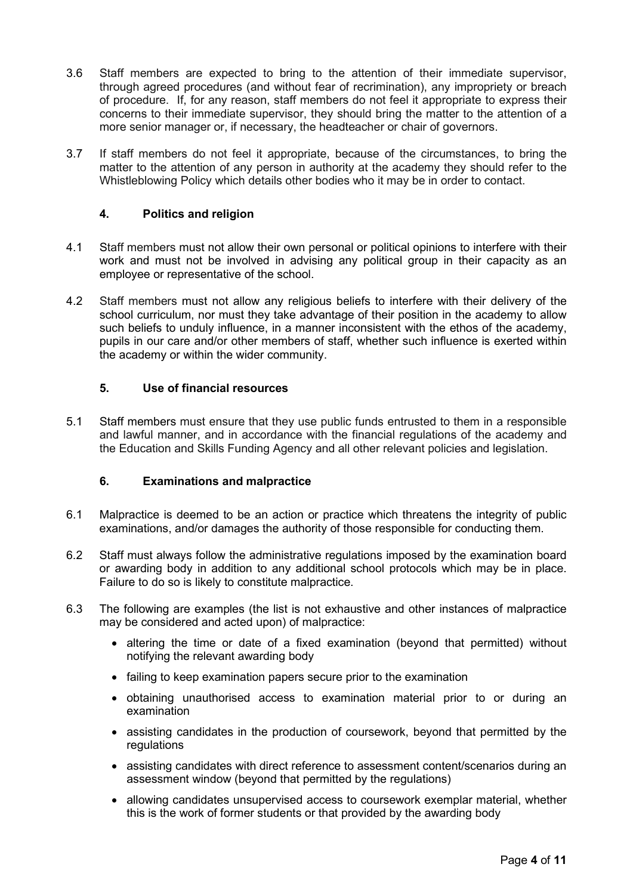3.6 Staff members are expected to bring to the attention of their immediate supervisor, through agreed procedures (and without fear of recrimination), any impropriety or breach of procedure. If, for any reason, staff members do not feel it appropriate to express their concerns to their immediate supervisor, they should bring the matter to the attention of a more senior manager or, if necessary, the headteacher or chair of governors.

3.7 If staff members do not feel it appropriate, because of the circumstances, to bring the matter to the attention of any person in authority at the academy they should refer to the Whistleblowing Policy which details other bodies who it may be in order to contact.

## 4. Politics and religion

4.1 Staff members must not allow their own personal or political opinions to interfere with their work and must not be involved in advising any political group in their capacity as an employee or representative of the school.

4.2 Staff members must not allow any religious beliefs to interfere with their delivery of the school curriculum, nor must they take advantage of their position in the academy to allow such beliefs to unduly influence, in a manner inconsistent with the ethos of the academy, pupils in our care and/or other members of staff, whether such influence is exerted within the academy or within the wider community.

## 5. Use of financial resources

5.1 Staff members must ensure that they use public funds entrusted to them in a responsible and lawful manner, and in accordance with the financial regulations of the academy and the Education and Skills Funding Agency and all other relevant policies and legislation.

## 6. Examinations and malpractice

6.1 Malpractice is deemed to be an action or practice which threatens the integrity of public examinations, and/or damages the authority of those responsible for conducting them.

6.2 Staff must always follow the administrative regulations imposed by the examination board or awarding body in addition to any additional school protocols which may be in place. Failure to do so is likely to constitute malpractice.

6.3 The following are examples (the list is not exhaustive and other instances of malpractice may be considered and acted upon) of malpractice:

- altering the time or date of a fixed examination (beyond that permitted) without notifying the relevant awarding body
- failing to keep examination papers secure prior to the examination
- obtaining unauthorised access to examination material prior to or during an examination
- assisting candidates in the production of coursework, beyond that permitted by the regulations
- assisting candidates with direct reference to assessment content/scenarios during an assessment window (beyond that permitted by the regulations)
- allowing candidates unsupervised access to coursework exemplar material, whether this is the work of former students or that provided by the awarding body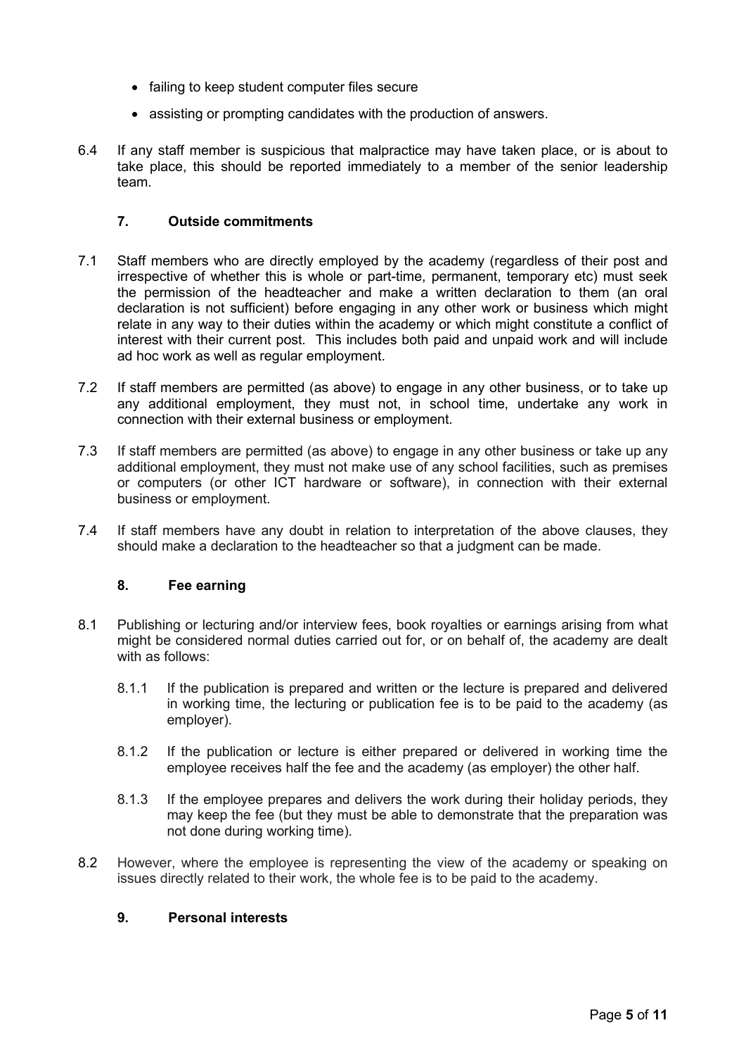- failing to keep student computer files secure
- assisting or prompting candidates with the production of answers.

6.4 If any staff member is suspicious that malpractice may have taken place, or is about to take place, this should be reported immediately to a member of the senior leadership team.

## 7. Outside commitments

7.1 Staff members who are directly employed by the academy (regardless of their post and irrespective of whether this is whole or part-time, permanent, temporary etc) must seek the permission of the headteacher and make a written declaration to them (an oral declaration is not sufficient) before engaging in any other work or business which might relate in any way to their duties within the academy or which might constitute a conflict of interest with their current post. This includes both paid and unpaid work and will include ad hoc work as well as regular employment.

7.2 If staff members are permitted (as above) to engage in any other business, or to take up any additional employment, they must not, in school time, undertake any work in connection with their external business or employment.

7.3 If staff members are permitted (as above) to engage in any other business or take up any additional employment, they must not make use of any school facilities, such as premises or computers (or other ICT hardware or software), in connection with their external business or employment.

7.4 If staff members have any doubt in relation to interpretation of the above clauses, they should make a declaration to the headteacher so that a judgment can be made.

## 8. Fee earning

8.1 Publishing or lecturing and/or interview fees, book royalties or earnings arising from what might be considered normal duties carried out for, or on behalf of, the academy are dealt with as follows:

8.1.1 If the publication is prepared and written or the lecture is prepared and delivered in working time, the lecturing or publication fee is to be paid to the academy (as employer).

8.1.2 If the publication or lecture is either prepared or delivered in working time the employee receives half the fee and the academy (as employer) the other half.

8.1.3 If the employee prepares and delivers the work during their holiday periods, they may keep the fee (but they must be able to demonstrate that the preparation was not done during working time).

8.2 However, where the employee is representing the view of the academy or speaking on issues directly related to their work, the whole fee is to be paid to the academy.

## 9. Personal interests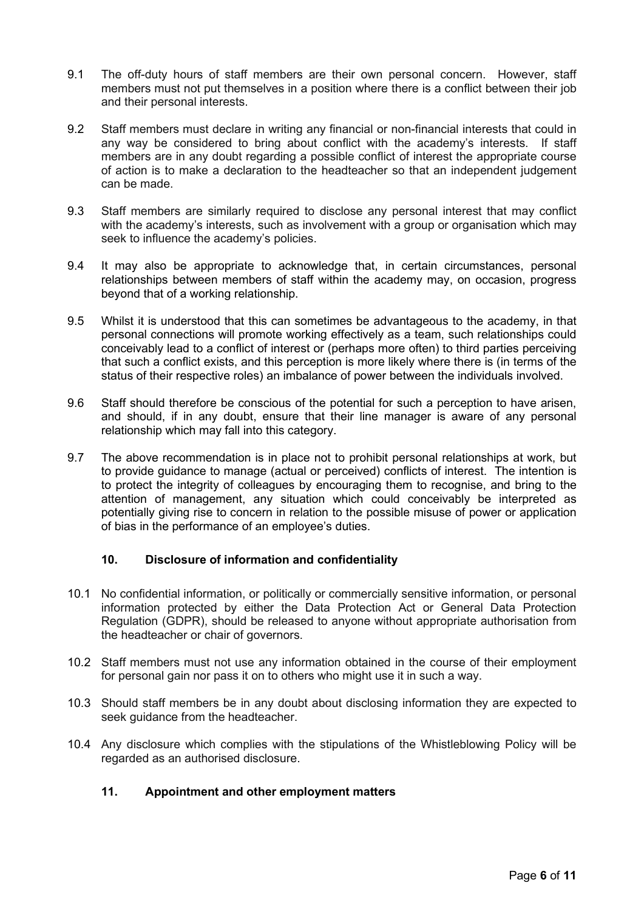9.1 The off-duty hours of staff members are their own personal concern. However, staff members must not put themselves in a position where there is a conflict between their job and their personal interests.

9.2 Staff members must declare in writing any financial or non-financial interests that could in any way be considered to bring about conflict with the academy's interests. If staff members are in any doubt regarding a possible conflict of interest the appropriate course of action is to make a declaration to the headteacher so that an independent judgement can be made.

9.3 Staff members are similarly required to disclose any personal interest that may conflict with the academy's interests, such as involvement with a group or organisation which may seek to influence the academy's policies.

9.4 It may also be appropriate to acknowledge that, in certain circumstances, personal relationships between members of staff within the academy may, on occasion, progress beyond that of a working relationship.

9.5 Whilst it is understood that this can sometimes be advantageous to the academy, in that personal connections will promote working effectively as a team, such relationships could conceivably lead to a conflict of interest or (perhaps more often) to third parties perceiving that such a conflict exists, and this perception is more likely where there is (in terms of the status of their respective roles) an imbalance of power between the individuals involved.

9.6 Staff should therefore be conscious of the potential for such a perception to have arisen, and should, if in any doubt, ensure that their line manager is aware of any personal relationship which may fall into this category.

9.7 The above recommendation is in place not to prohibit personal relationships at work, but to provide guidance to manage (actual or perceived) conflicts of interest. The intention is to protect the integrity of colleagues by encouraging them to recognise, and bring to the attention of management, any situation which could conceivably be interpreted as potentially giving rise to concern in relation to the possible misuse of power or application of bias in the performance of an employee's duties.

## 10. Disclosure of information and confidentiality

10.1 No confidential information, or politically or commercially sensitive information, or personal information protected by either the Data Protection Act or General Data Protection Regulation (GDPR), should be released to anyone without appropriate authorisation from the headteacher or chair of governors.

10.2 Staff members must not use any information obtained in the course of their employment for personal gain nor pass it on to others who might use it in such a way.

10.3 Should staff members be in any doubt about disclosing information they are expected to seek guidance from the headteacher.

10.4 Any disclosure which complies with the stipulations of the Whistleblowing Policy will be regarded as an authorised disclosure.

## 11. Appointment and other employment matters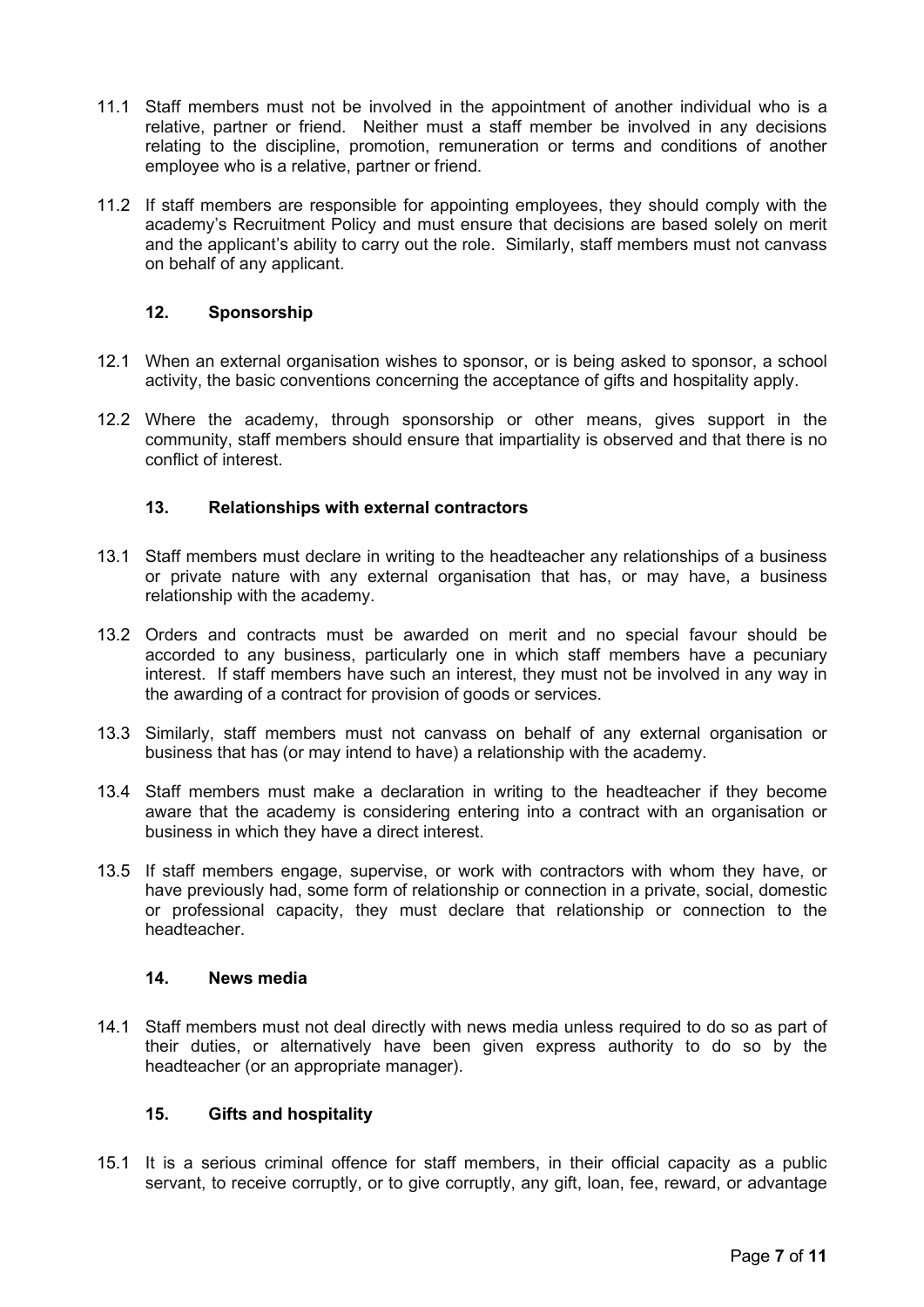11.1 Staff members must not be involved in the appointment of another individual who is a relative, partner or friend. Neither must a staff member be involved in any decisions relating to the discipline, promotion, remuneration or terms and conditions of another employee who is a relative, partner or friend.

11.2 If staff members are responsible for appointing employees, they should comply with the academy's Recruitment Policy and must ensure that decisions are based solely on merit and the applicant's ability to carry out the role. Similarly, staff members must not canvass on behalf of any applicant.

## 12. Sponsorship

12.1 When an external organisation wishes to sponsor, or is being asked to sponsor, a school activity, the basic conventions concerning the acceptance of gifts and hospitality apply.

12.2 Where the academy, through sponsorship or other means, gives support in the community, staff members should ensure that impartiality is observed and that there is no conflict of interest.

## 13. Relationships with external contractors

13.1 Staff members must declare in writing to the headteacher any relationships of a business or private nature with any external organisation that has, or may have, a business relationship with the academy.

13.2 Orders and contracts must be awarded on merit and no special favour should be accorded to any business, particularly one in which staff members have a pecuniary interest. If staff members have such an interest, they must not be involved in any way in the awarding of a contract for provision of goods or services.

13.3 Similarly, staff members must not canvass on behalf of any external organisation or business that has (or may intend to have) a relationship with the academy.

13.4 Staff members must make a declaration in writing to the headteacher if they become aware that the academy is considering entering into a contract with an organisation or business in which they have a direct interest.

13.5 If staff members engage, supervise, or work with contractors with whom they have, or have previously had, some form of relationship or connection in a private, social, domestic or professional capacity, they must declare that relationship or connection to the headteacher.

## 14. News media

14.1 Staff members must not deal directly with news media unless required to do so as part of their duties, or alternatively have been given express authority to do so by the headteacher (or an appropriate manager).

## 15. Gifts and hospitality

15.1 It is a serious criminal offence for staff members, in their official capacity as a public servant, to receive corruptly, or to give corruptly, any gift, loan, fee, reward, or advantage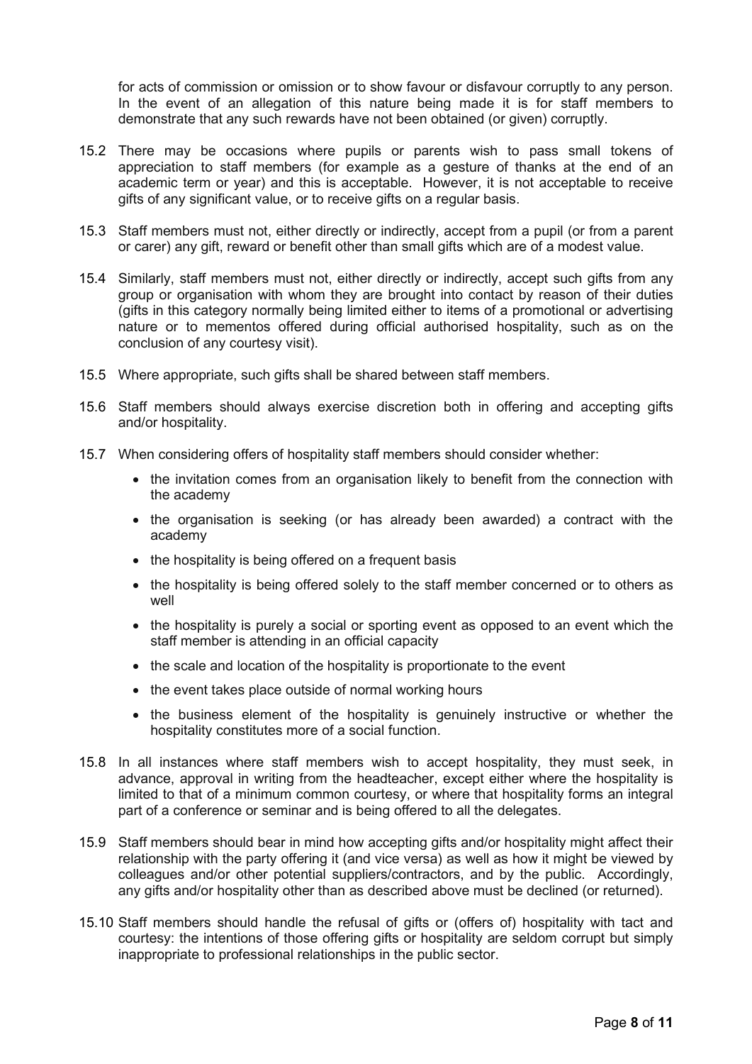for acts of commission or omission or to show favour or disfavour corruptly to any person. In the event of an allegation of this nature being made it is for staff members to demonstrate that any such rewards have not been obtained (or given) corruptly.

15.2 There may be occasions where pupils or parents wish to pass small tokens of appreciation to staff members (for example as a gesture of thanks at the end of an academic term or year) and this is acceptable. However, it is not acceptable to receive gifts of any significant value, or to receive gifts on a regular basis.

15.3 Staff members must not, either directly or indirectly, accept from a pupil (or from a parent or carer) any gift, reward or benefit other than small gifts which are of a modest value.

15.4 Similarly, staff members must not, either directly or indirectly, accept such gifts from any group or organisation with whom they are brought into contact by reason of their duties (gifts in this category normally being limited either to items of a promotional or advertising nature or to mementos offered during official authorised hospitality, such as on the conclusion of any courtesy visit).

15.5 Where appropriate, such gifts shall be shared between staff members.

15.6 Staff members should always exercise discretion both in offering and accepting gifts and/or hospitality.

15.7 When considering offers of hospitality staff members should consider whether:

- the invitation comes from an organisation likely to benefit from the connection with the academy
- the organisation is seeking (or has already been awarded) a contract with the academy
- the hospitality is being offered on a frequent basis
- the hospitality is being offered solely to the staff member concerned or to others as well
- the hospitality is purely a social or sporting event as opposed to an event which the staff member is attending in an official capacity
- the scale and location of the hospitality is proportionate to the event
- the event takes place outside of normal working hours
- the business element of the hospitality is genuinely instructive or whether the hospitality constitutes more of a social function.

15.8 In all instances where staff members wish to accept hospitality, they must seek, in advance, approval in writing from the headteacher, except either where the hospitality is limited to that of a minimum common courtesy, or where that hospitality forms an integral part of a conference or seminar and is being offered to all the delegates.

15.9 Staff members should bear in mind how accepting gifts and/or hospitality might affect their relationship with the party offering it (and vice versa) as well as how it might be viewed by colleagues and/or other potential suppliers/contractors, and by the public. Accordingly, any gifts and/or hospitality other than as described above must be declined (or returned).

15.10 Staff members should handle the refusal of gifts or (offers of) hospitality with tact and courtesy: the intentions of those offering gifts or hospitality are seldom corrupt but simply inappropriate to professional relationships in the public sector.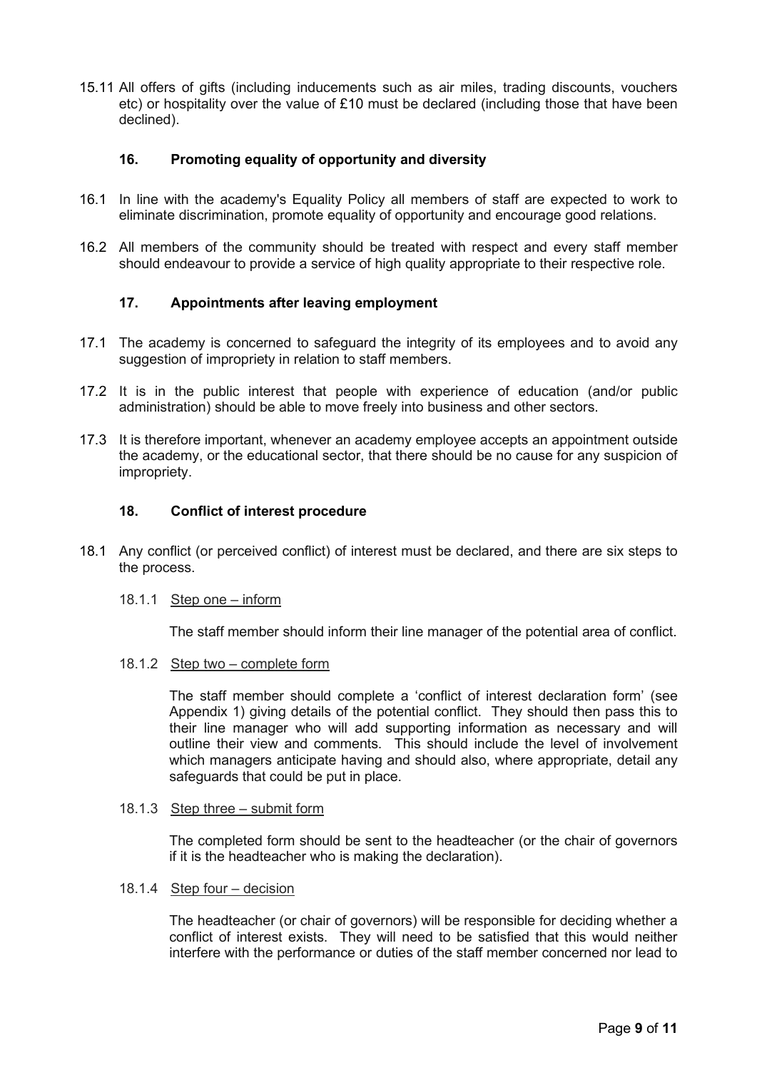15.11 All offers of gifts (including inducements such as air miles, trading discounts, vouchers etc) or hospitality over the value of £10 must be declared (including those that have been declined).

## 16. Promoting equality of opportunity and diversity

16.1 In line with the academy's Equality Policy all members of staff are expected to work to eliminate discrimination, promote equality of opportunity and encourage good relations.

16.2 All members of the community should be treated with respect and every staff member should endeavour to provide a service of high quality appropriate to their respective role.

## 17. Appointments after leaving employment

17.1 The academy is concerned to safeguard the integrity of its employees and to avoid any suggestion of impropriety in relation to staff members.

17.2 It is in the public interest that people with experience of education (and/or public administration) should be able to move freely into business and other sectors.

17.3 It is therefore important, whenever an academy employee accepts an appointment outside the academy, or the educational sector, that there should be no cause for any suspicion of impropriety.

## 18. Conflict of interest procedure

18.1 Any conflict (or perceived conflict) of interest must be declared, and there are six steps to the process.

18.1.1 Step one – inform

The staff member should inform their line manager of the potential area of conflict.

18.1.2 Step two – complete form

The staff member should complete a 'conflict of interest declaration form' (see Appendix 1) giving details of the potential conflict. They should then pass this to their line manager who will add supporting information as necessary and will outline their view and comments. This should include the level of involvement which managers anticipate having and should also, where appropriate, detail any safeguards that could be put in place.

18.1.3 Step three – submit form

The completed form should be sent to the headteacher (or the chair of governors if it is the headteacher who is making the declaration).

18.1.4 Step four – decision

The headteacher (or chair of governors) will be responsible for deciding whether a conflict of interest exists. They will need to be satisfied that this would neither interfere with the performance or duties of the staff member concerned nor lead to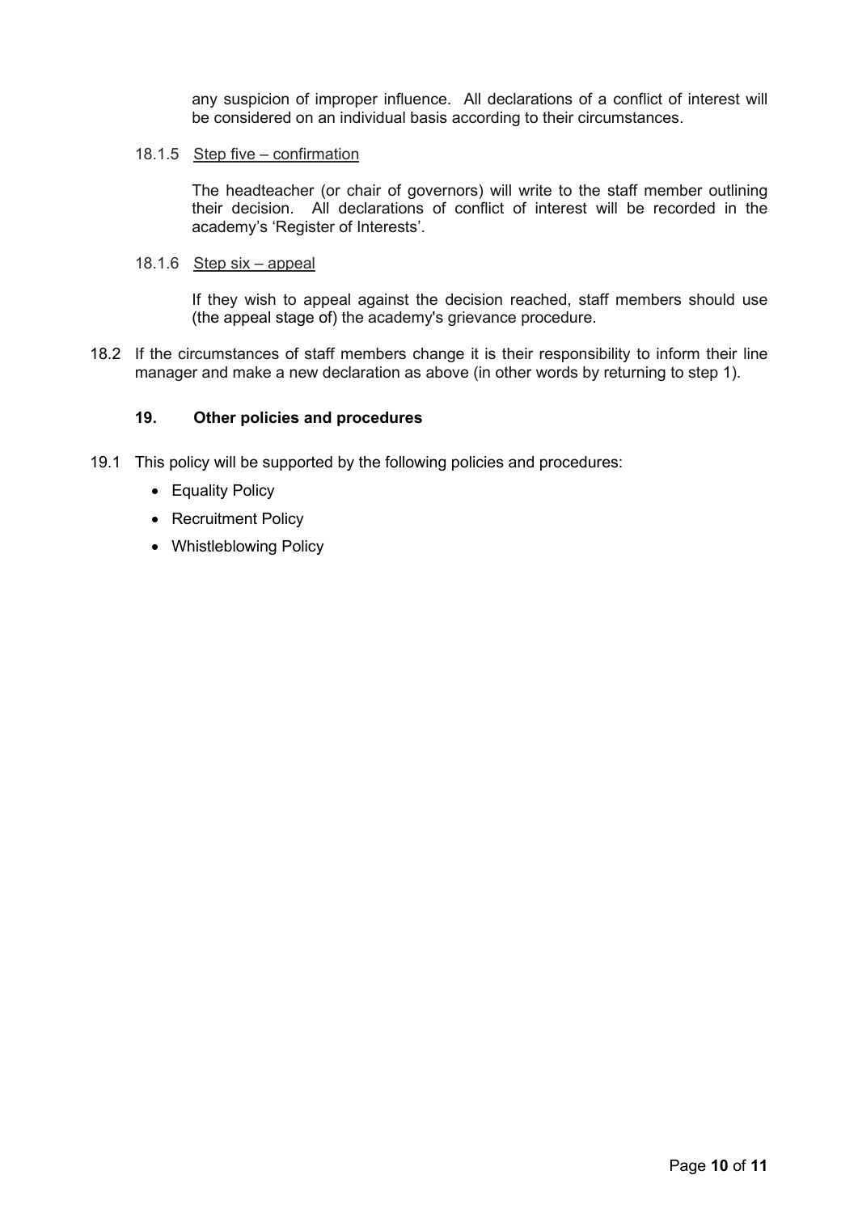any suspicion of improper influence. All declarations of a conflict of interest will be considered on an individual basis according to their circumstances.

18.1.5 Step five – confirmation

The headteacher (or chair of governors) will write to the staff member outlining their decision. All declarations of conflict of interest will be recorded in the academy's 'Register of Interests'.

18.1.6 Step six – appeal

If they wish to appeal against the decision reached, staff members should use (the appeal stage of) the academy's grievance procedure.

18.2 If the circumstances of staff members change it is their responsibility to inform their line manager and make a new declaration as above (in other words by returning to step 1).

## 19. Other policies and procedures

19.1 This policy will be supported by the following policies and procedures:

- Equality Policy
- Recruitment Policy
- Whistleblowing Policy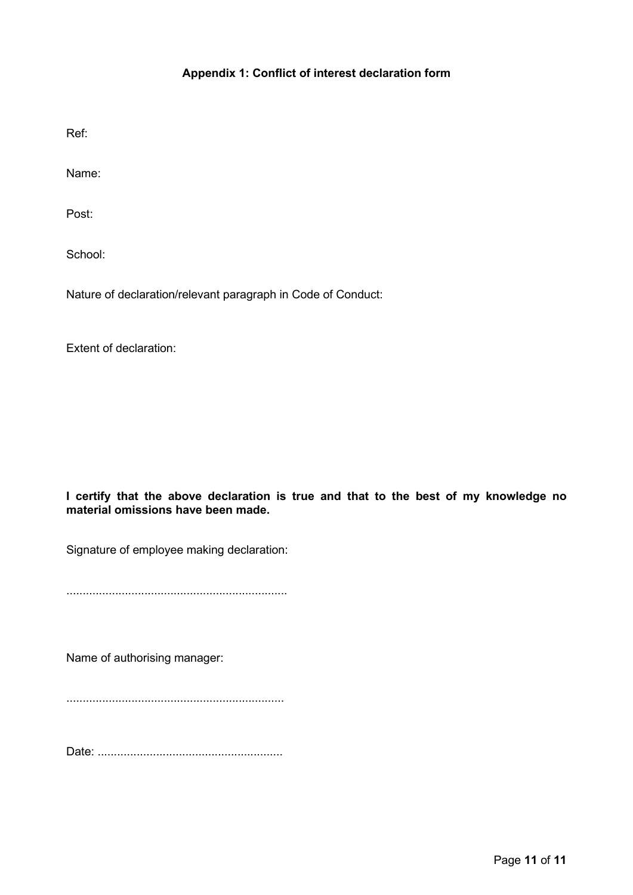## Appendix 1: Conflict of interest declaration form

Ref:

Name:

Post:

School:

Nature of declaration/relevant paragraph in Code of Conduct:

Extent of declaration:

**I certify that the above declaration is true and that to the best of my knowledge no material omissions have been made.**

Signature of employee making declaration:

....................................................................

Name of authorising manager:

...................................................................

Date: .........................................................